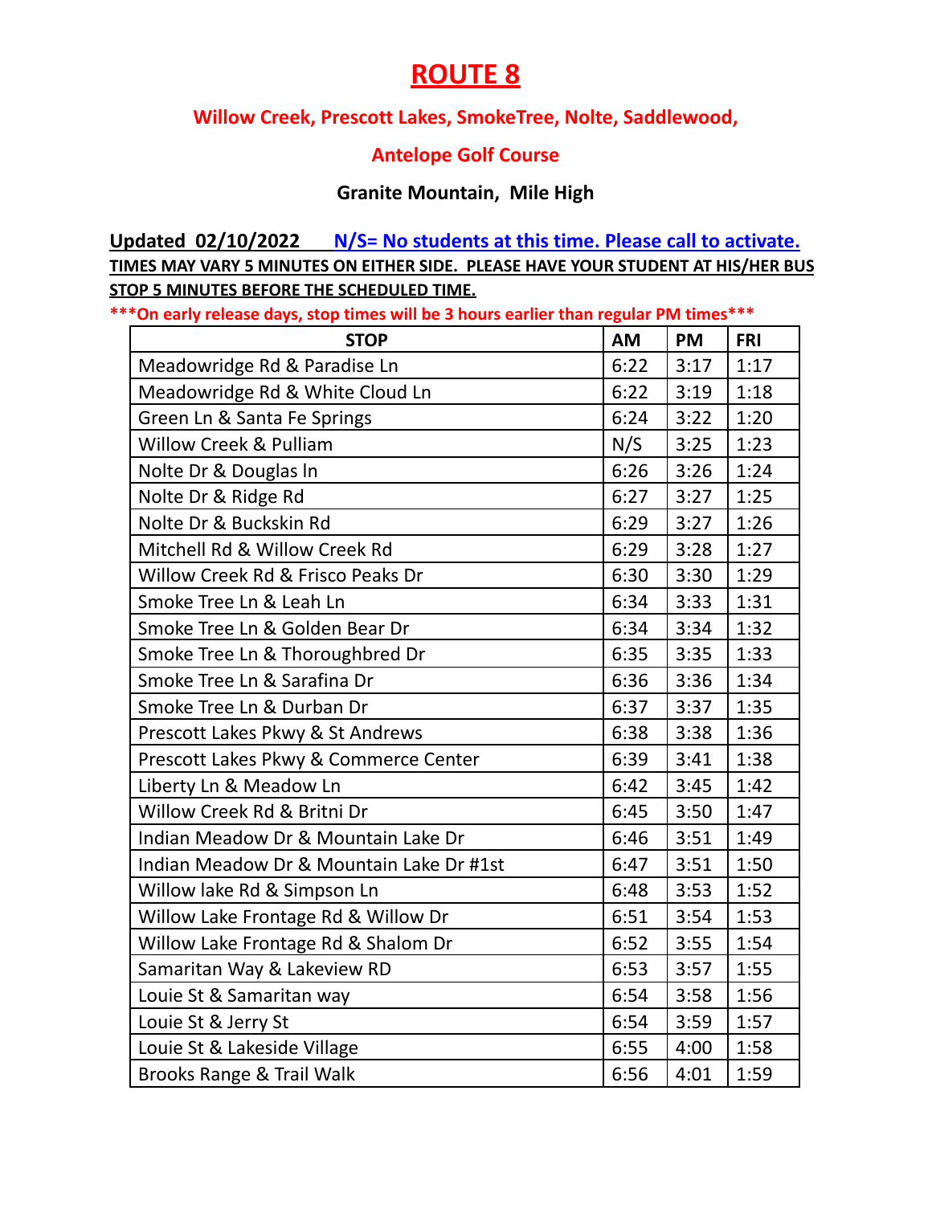# ROUTE 8

**Willow Creek, Prescott Lakes, SmokeTree, Nolte, Saddlewood,**

**Antelope Golf Course**

**Granite Mountain, Mile High**

**Updated 02/10/2022** **N/S= No students at this time. Please call to activate.**

**TIMES MAY VARY 5 MINUTES ON EITHER SIDE. PLEASE HAVE YOUR STUDENT AT HIS/HER BUS STOP 5 MINUTES BEFORE THE SCHEDULED TIME.**

**\*\*\*On early release days, stop times will be 3 hours earlier than regular PM times\*\*\***

| STOP | AM | PM | FRI |
|---|---|---|---|
| Meadowridge Rd & Paradise Ln | 6:22 | 3:17 | 1:17 |
| Meadowridge Rd & White Cloud Ln | 6:22 | 3:19 | 1:18 |
| Green Ln & Santa Fe Springs | 6:24 | 3:22 | 1:20 |
| Willow Creek & Pulliam | N/S | 3:25 | 1:23 |
| Nolte Dr & Douglas ln | 6:26 | 3:26 | 1:24 |
| Nolte Dr & Ridge Rd | 6:27 | 3:27 | 1:25 |
| Nolte Dr & Buckskin Rd | 6:29 | 3:27 | 1:26 |
| Mitchell Rd & Willow Creek Rd | 6:29 | 3:28 | 1:27 |
| Willow Creek Rd & Frisco Peaks Dr | 6:30 | 3:30 | 1:29 |
| Smoke Tree Ln & Leah Ln | 6:34 | 3:33 | 1:31 |
| Smoke Tree Ln & Golden Bear Dr | 6:34 | 3:34 | 1:32 |
| Smoke Tree Ln & Thoroughbred Dr | 6:35 | 3:35 | 1:33 |
| Smoke Tree Ln & Sarafina Dr | 6:36 | 3:36 | 1:34 |
| Smoke Tree Ln & Durban Dr | 6:37 | 3:37 | 1:35 |
| Prescott Lakes Pkwy & St Andrews | 6:38 | 3:38 | 1:36 |
| Prescott Lakes Pkwy & Commerce Center | 6:39 | 3:41 | 1:38 |
| Liberty Ln & Meadow Ln | 6:42 | 3:45 | 1:42 |
| Willow Creek Rd & Britni Dr | 6:45 | 3:50 | 1:47 |
| Indian Meadow Dr & Mountain Lake Dr | 6:46 | 3:51 | 1:49 |
| Indian Meadow Dr & Mountain Lake Dr #1st | 6:47 | 3:51 | 1:50 |
| Willow lake Rd & Simpson Ln | 6:48 | 3:53 | 1:52 |
| Willow Lake Frontage Rd & Willow Dr | 6:51 | 3:54 | 1:53 |
| Willow Lake Frontage Rd & Shalom Dr | 6:52 | 3:55 | 1:54 |
| Samaritan Way & Lakeview RD | 6:53 | 3:57 | 1:55 |
| Louie St & Samaritan way | 6:54 | 3:58 | 1:56 |
| Louie St & Jerry St | 6:54 | 3:59 | 1:57 |
| Louie St & Lakeside Village | 6:55 | 4:00 | 1:58 |
| Brooks Range & Trail Walk | 6:56 | 4:01 | 1:59 |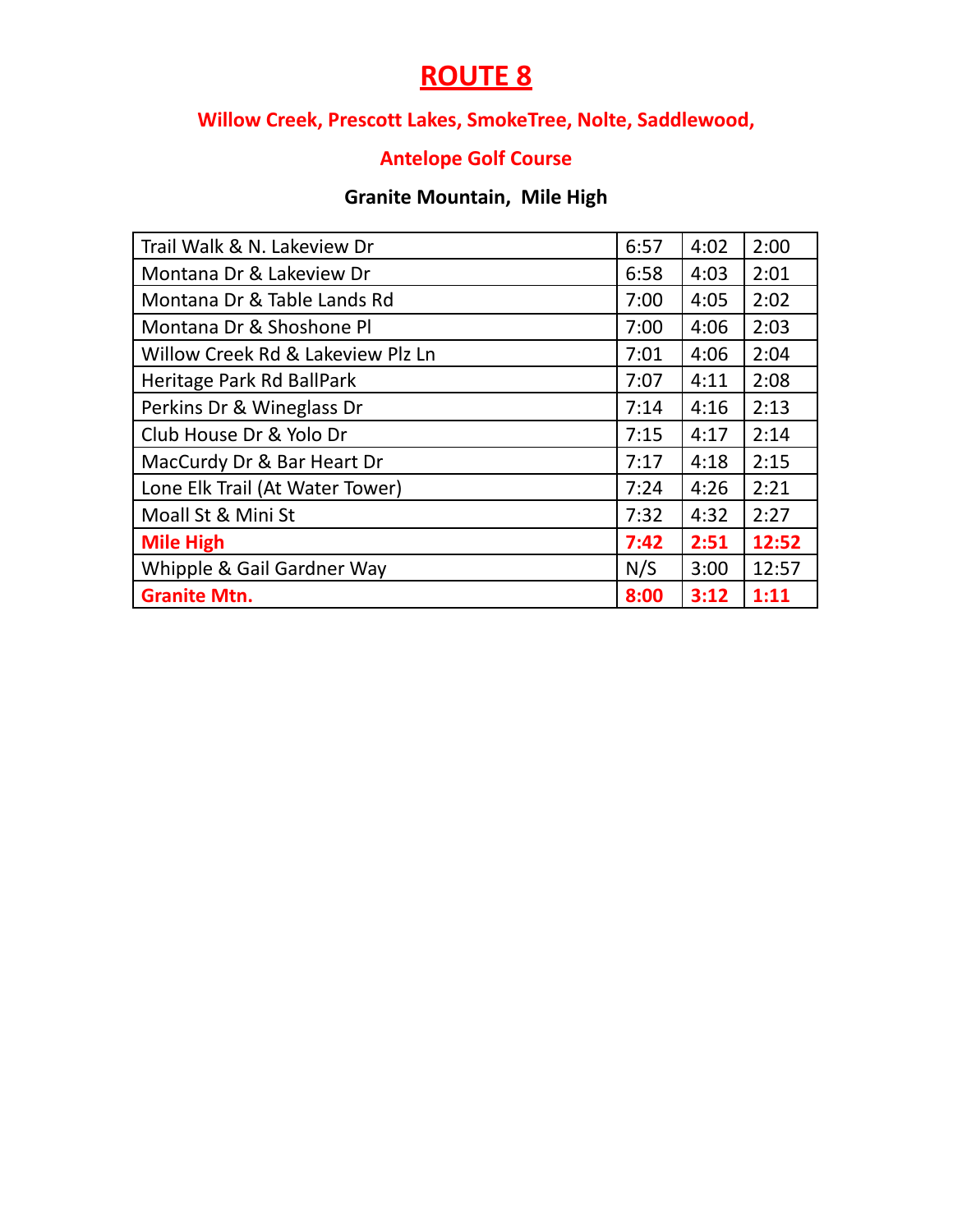# ROUTE 8

**Willow Creek, Prescott Lakes, SmokeTree, Nolte, Saddlewood,**

**Antelope Golf Course**

**Granite Mountain, Mile High**

| | | | |
|---|---|---|---|
| Trail Walk & N. Lakeview Dr | 6:57 | 4:02 | 2:00 |
| Montana Dr & Lakeview Dr | 6:58 | 4:03 | 2:01 |
| Montana Dr & Table Lands Rd | 7:00 | 4:05 | 2:02 |
| Montana Dr & Shoshone Pl | 7:00 | 4:06 | 2:03 |
| Willow Creek Rd & Lakeview Plz Ln | 7:01 | 4:06 | 2:04 |
| Heritage Park Rd BallPark | 7:07 | 4:11 | 2:08 |
| Perkins Dr & Wineglass Dr | 7:14 | 4:16 | 2:13 |
| Club House Dr & Yolo Dr | 7:15 | 4:17 | 2:14 |
| MacCurdy Dr & Bar Heart Dr | 7:17 | 4:18 | 2:15 |
| Lone Elk Trail (At Water Tower) | 7:24 | 4:26 | 2:21 |
| Moall St & Mini St | 7:32 | 4:32 | 2:27 |
| **Mile High** | **7:42** | **2:51** | **12:52** |
| Whipple & Gail Gardner Way | N/S | 3:00 | 12:57 |
| **Granite Mtn.** | **8:00** | **3:12** | **1:11** |